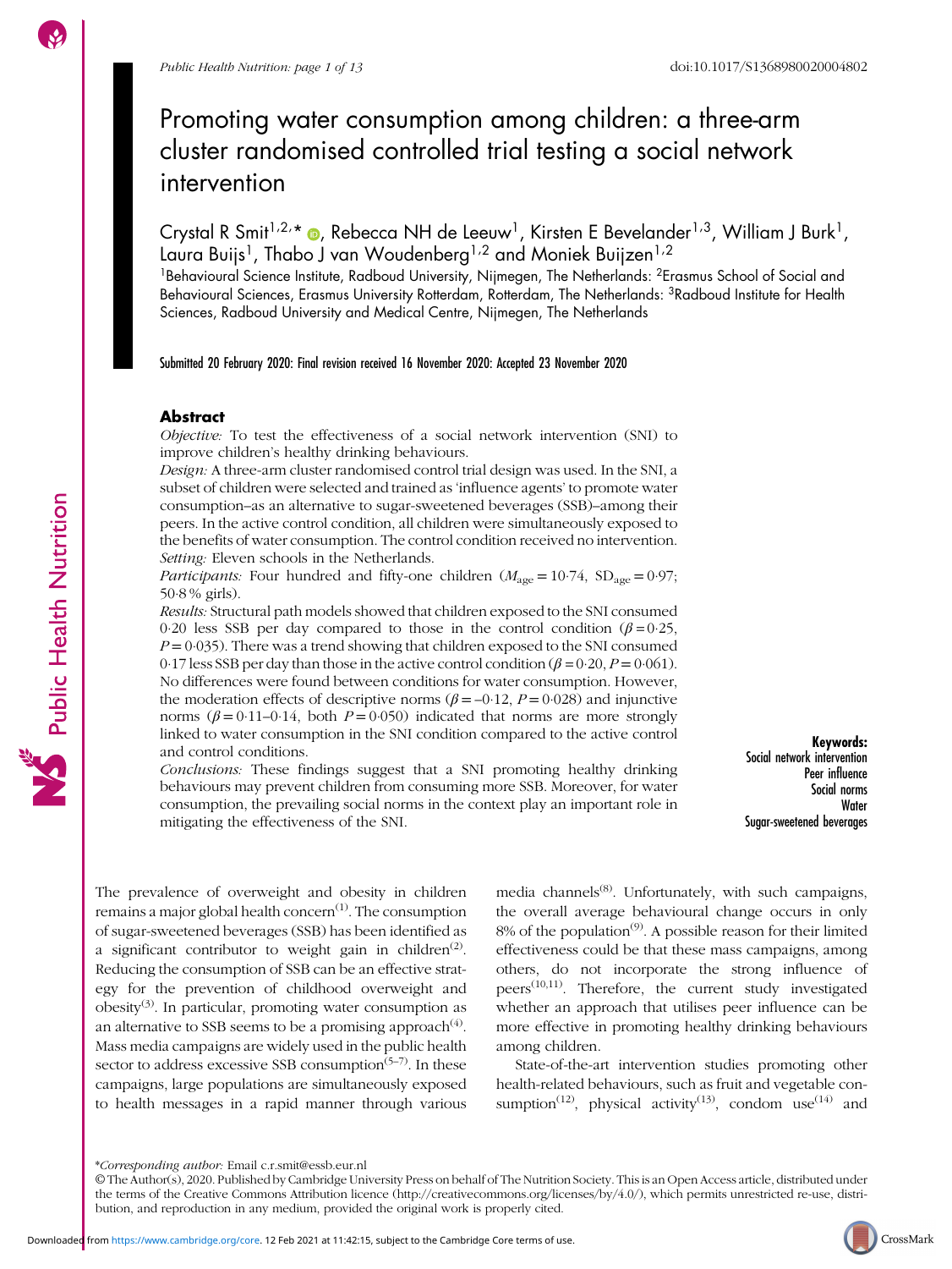# Promoting water consumption among children: a three-arm cluster randomised controlled trial testing a social network intervention

Crystal R Smit[1,2,*], Rebecca NH de Leeuw[1], Kirsten E Bevelander[1,3], William J Burk[1], Laura Buijs[1], Thabo J van Woudenberg[1,2] and Moniek Buijzen[1,2]

[1]Behavioural Science Institute, Radboud University, Nijmegen, The Netherlands: [2]Erasmus School of Social and Behavioural Sciences, Erasmus University Rotterdam, Rotterdam, The Netherlands: [3]Radboud Institute for Health Sciences, Radboud University and Medical Centre, Nijmegen, The Netherlands

Submitted 20 February 2020: Final revision received 16 November 2020: Accepted 23 November 2020

## Abstract

*Objective:* To test the effectiveness of a social network intervention (SNI) to improve children's healthy drinking behaviours.

*Design:* A three-arm cluster randomised control trial design was used. In the SNI, a subset of children were selected and trained as 'influence agents' to promote water consumption–as an alternative to sugar-sweetened beverages (SSB)–among their peers. In the active control condition, all children were simultaneously exposed to the benefits of water consumption. The control condition received no intervention.

*Setting:* Eleven schools in the Netherlands.

*Participants:* Four hundred and fifty-one children ($M_{age}$ = 10·74, $SD_{age}$ = 0·97; 50·8 % girls).

*Results:* Structural path models showed that children exposed to the SNI consumed 0·20 less SSB per day compared to those in the control condition ($\beta$ = 0·25, $P$ = 0·035). There was a trend showing that children exposed to the SNI consumed 0·17 less SSB per day than those in the active control condition ($\beta$ = 0·20, $P$ = 0·061). No differences were found between conditions for water consumption. However, the moderation effects of descriptive norms ($\beta$ = –0·12, $P$ = 0·028) and injunctive norms ($\beta$ = 0·11–0·14, both $P$ = 0·050) indicated that norms are more strongly linked to water consumption in the SNI condition compared to the active control and control conditions.

*Conclusions:* These findings suggest that a SNI promoting healthy drinking behaviours may prevent children from consuming more SSB. Moreover, for water consumption, the prevailing social norms in the context play an important role in mitigating the effectiveness of the SNI.

**Keywords:**
Social network intervention
Peer influence
Social norms
Water
Sugar-sweetened beverages

The prevalence of overweight and obesity in children remains a major global health concern[1]. The consumption of sugar-sweetened beverages (SSB) has been identified as a significant contributor to weight gain in children[2]. Reducing the consumption of SSB can be an effective strategy for the prevention of childhood overweight and obesity[3]. In particular, promoting water consumption as an alternative to SSB seems to be a promising approach[4]. Mass media campaigns are widely used in the public health sector to address excessive SSB consumption[5–7]. In these campaigns, large populations are simultaneously exposed to health messages in a rapid manner through various media channels[8]. Unfortunately, with such campaigns, the overall average behavioural change occurs in only 8% of the population[9]. A possible reason for their limited effectiveness could be that these mass campaigns, among others, do not incorporate the strong influence of peers[10,11]. Therefore, the current study investigated whether an approach that utilises peer influence can be more effective in promoting healthy drinking behaviours among children.

State-of-the-art intervention studies promoting other health-related behaviours, such as fruit and vegetable consumption[12], physical activity[13], condom use[14] and

*Corresponding author: Email c.r.smit@essb.eur.nl

© The Author(s), 2020. Published by Cambridge University Press on behalf of The Nutrition Society. This is an Open Access article, distributed under the terms of the Creative Commons Attribution licence (http://creativecommons.org/licenses/by/4.0/), which permits unrestricted re-use, distribution, and reproduction in any medium, provided the original work is properly cited.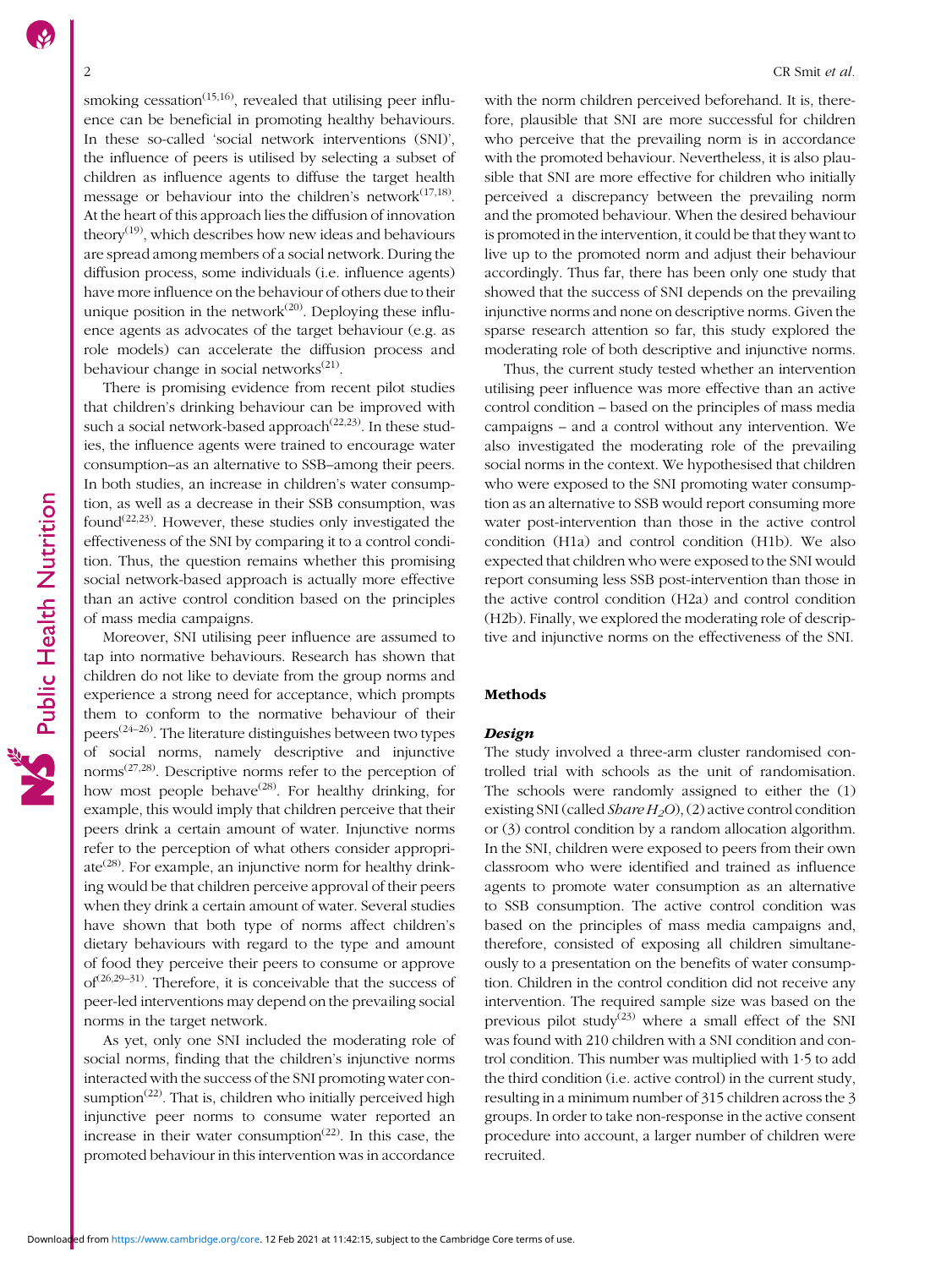smoking cessation[15,16], revealed that utilising peer influence can be beneficial in promoting healthy behaviours. In these so-called 'social network interventions (SNI)', the influence of peers is utilised by selecting a subset of children as influence agents to diffuse the target health message or behaviour into the children's network[17,18]. At the heart of this approach lies the diffusion of innovation theory[19], which describes how new ideas and behaviours are spread among members of a social network. During the diffusion process, some individuals (i.e. influence agents) have more influence on the behaviour of others due to their unique position in the network[20]. Deploying these influence agents as advocates of the target behaviour (e.g. as role models) can accelerate the diffusion process and behaviour change in social networks[21].

There is promising evidence from recent pilot studies that children's drinking behaviour can be improved with such a social network-based approach[22,23]. In these studies, the influence agents were trained to encourage water consumption–as an alternative to SSB–among their peers. In both studies, an increase in children's water consumption, as well as a decrease in their SSB consumption, was found[22,23]. However, these studies only investigated the effectiveness of the SNI by comparing it to a control condition. Thus, the question remains whether this promising social network-based approach is actually more effective than an active control condition based on the principles of mass media campaigns.

Moreover, SNI utilising peer influence are assumed to tap into normative behaviours. Research has shown that children do not like to deviate from the group norms and experience a strong need for acceptance, which prompts them to conform to the normative behaviour of their peers[24–26]. The literature distinguishes between two types of social norms, namely descriptive and injunctive norms[27,28]. Descriptive norms refer to the perception of how most people behave[28]. For healthy drinking, for example, this would imply that children perceive that their peers drink a certain amount of water. Injunctive norms refer to the perception of what others consider appropriate[28]. For example, an injunctive norm for healthy drinking would be that children perceive approval of their peers when they drink a certain amount of water. Several studies have shown that both type of norms affect children's dietary behaviours with regard to the type and amount of food they perceive their peers to consume or approve of[26,29–31]. Therefore, it is conceivable that the success of peer-led interventions may depend on the prevailing social norms in the target network.

As yet, only one SNI included the moderating role of social norms, finding that the children's injunctive norms interacted with the success of the SNI promoting water consumption[22]. That is, children who initially perceived high injunctive peer norms to consume water reported an increase in their water consumption[22]. In this case, the promoted behaviour in this intervention was in accordance with the norm children perceived beforehand. It is, therefore, plausible that SNI are more successful for children who perceive that the prevailing norm is in accordance with the promoted behaviour. Nevertheless, it is also plausible that SNI are more effective for children who initially perceived a discrepancy between the prevailing norm and the promoted behaviour. When the desired behaviour is promoted in the intervention, it could be that they want to live up to the promoted norm and adjust their behaviour accordingly. Thus far, there has been only one study that showed that the success of SNI depends on the prevailing injunctive norms and none on descriptive norms. Given the sparse research attention so far, this study explored the moderating role of both descriptive and injunctive norms.

Thus, the current study tested whether an intervention utilising peer influence was more effective than an active control condition – based on the principles of mass media campaigns – and a control without any intervention. We also investigated the moderating role of the prevailing social norms in the context. We hypothesised that children who were exposed to the SNI promoting water consumption as an alternative to SSB would report consuming more water post-intervention than those in the active control condition (H1a) and control condition (H1b). We also expected that children who were exposed to the SNI would report consuming less SSB post-intervention than those in the active control condition (H2a) and control condition (H2b). Finally, we explored the moderating role of descriptive and injunctive norms on the effectiveness of the SNI.

## Methods

### *Design*

The study involved a three-arm cluster randomised controlled trial with schools as the unit of randomisation. The schools were randomly assigned to either the (1) existing SNI (called *Share* $H_2O$), (2) active control condition or (3) control condition by a random allocation algorithm. In the SNI, children were exposed to peers from their own classroom who were identified and trained as influence agents to promote water consumption as an alternative to SSB consumption. The active control condition was based on the principles of mass media campaigns and, therefore, consisted of exposing all children simultaneously to a presentation on the benefits of water consumption. Children in the control condition did not receive any intervention. The required sample size was based on the previous pilot study[23] where a small effect of the SNI was found with 210 children with a SNI condition and control condition. This number was multiplied with 1·5 to add the third condition (i.e. active control) in the current study, resulting in a minimum number of 315 children across the 3 groups. In order to take non-response in the active consent procedure into account, a larger number of children were recruited.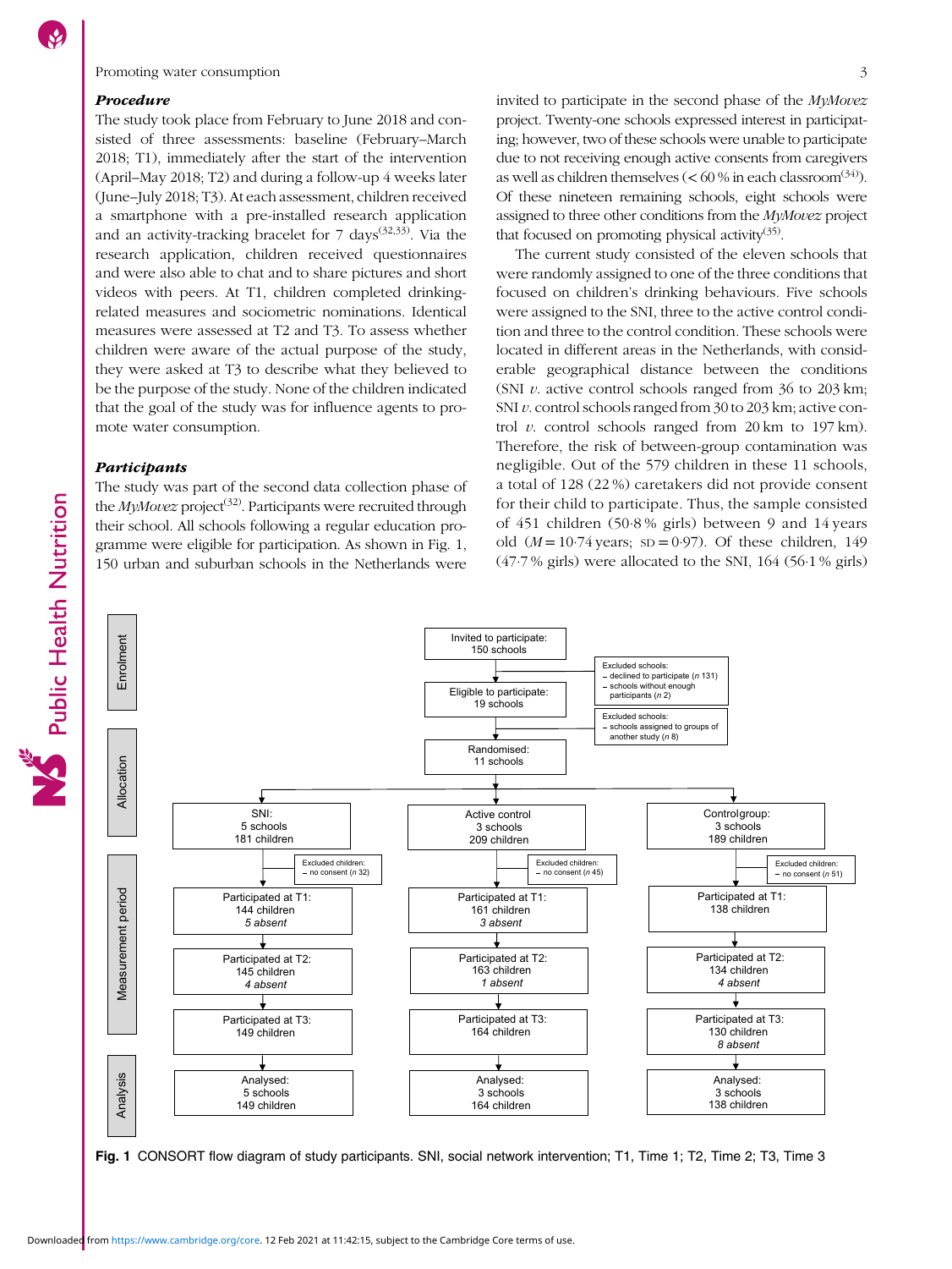### *Procedure*

The study took place from February to June 2018 and consisted of three assessments: baseline (February–March 2018; T1), immediately after the start of the intervention (April–May 2018; T2) and during a follow-up 4 weeks later (June–July 2018; T3). At each assessment, children received a smartphone with a pre-installed research application and an activity-tracking bracelet for 7 days[32,33]. Via the research application, children received questionnaires and were also able to chat and to share pictures and short videos with peers. At T1, children completed drinking-related measures and sociometric nominations. Identical measures were assessed at T2 and T3. To assess whether children were aware of the actual purpose of the study, they were asked at T3 to describe what they believed to be the purpose of the study. None of the children indicated that the goal of the study was for influence agents to promote water consumption.

### *Participants*

The study was part of the second data collection phase of the *MyMovez* project[32]. Participants were recruited through their school. All schools following a regular education programme were eligible for participation. As shown in Fig. 1, 150 urban and suburban schools in the Netherlands were invited to participate in the second phase of the *MyMovez* project. Twenty-one schools expressed interest in participating; however, two of these schools were unable to participate due to not receiving enough active consents from caregivers as well as children themselves (< 60 % in each classroom[34]). Of these nineteen remaining schools, eight schools were assigned to three other conditions from the *MyMovez* project that focused on promoting physical activity[35].

The current study consisted of the eleven schools that were randomly assigned to one of the three conditions that focused on children's drinking behaviours. Five schools were assigned to the SNI, three to the active control condition and three to the control condition. These schools were located in different areas in the Netherlands, with considerable geographical distance between the conditions (SNI *v.* active control schools ranged from 36 to 203 km; SNI *v.* control schools ranged from 30 to 203 km; active control *v.* control schools ranged from 20 km to 197 km). Therefore, the risk of between-group contamination was negligible. Out of the 579 children in these 11 schools, a total of 128 (22 %) caretakers did not provide consent for their child to participate. Thus, the sample consisted of 451 children (50·8 % girls) between 9 and 14 years old ($M = 10·74$ years; $SD = 0·97$). Of these children, 149 (47·7 % girls) were allocated to the SNI, 164 (56·1 % girls)

**Enrolment**

- Invited to participate: 150 schools
- Excluded schools:
  - declined to participate (*n* 131)
  - schools without enough participants (*n* 2)
- Eligible to participate: 19 schools

**Allocation**

- Excluded schools:
  - schools assigned to groups of another study (*n* 8)
- Randomised: 11 schools

| | SNI | Active control | Control group |
|---|---|---|---|
| Allocated | 5 schools, 181 children | 3 schools, 209 children | 3 schools, 189 children |
| Excluded children | no consent (*n* 32) | no consent (*n* 45) | no consent (*n* 51) |
| Participated at T1 | 144 children, *5 absent* | 161 children, *3 absent* | 138 children |
| Participated at T2 | 145 children, *4 absent* | 163 children, *1 absent* | 134 children, *4 absent* |
| Participated at T3 | 149 children | 164 children | 130 children, *8 absent* |
| Analysed | 5 schools, 149 children | 3 schools, 164 children | 3 schools, 138 children |

**Fig. 1** CONSORT flow diagram of study participants. SNI, social network intervention; T1, Time 1; T2, Time 2; T3, Time 3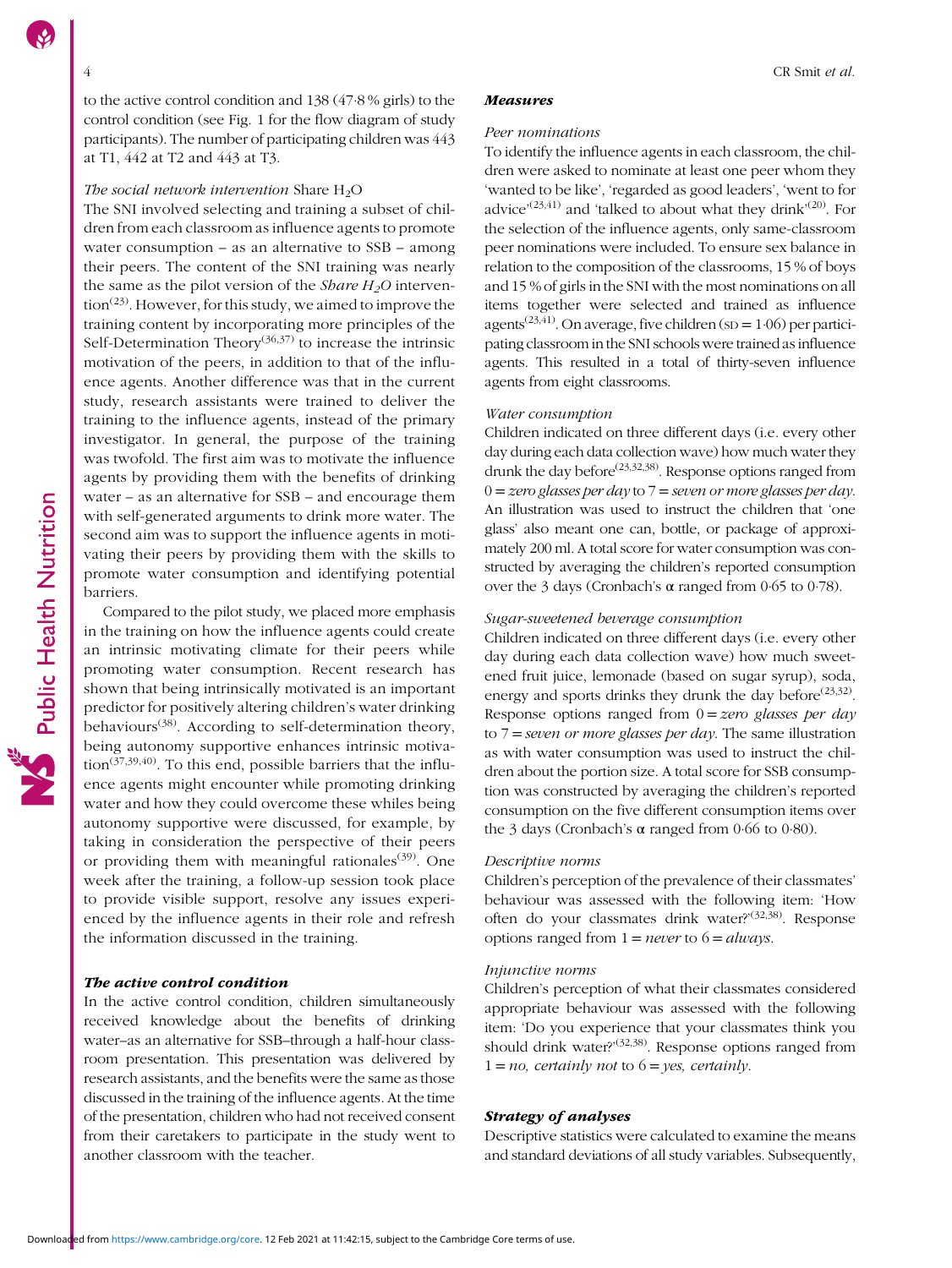to the active control condition and 138 (47·8 % girls) to the control condition (see Fig. 1 for the flow diagram of study participants). The number of participating children was 443 at T1, 442 at T2 and 443 at T3.

#### *The social network intervention* Share $H_2O$

The SNI involved selecting and training a subset of children from each classroom as influence agents to promote water consumption – as an alternative to SSB – among their peers. The content of the SNI training was nearly the same as the pilot version of the *Share $H_2O$* intervention[23]. However, for this study, we aimed to improve the training content by incorporating more principles of the Self-Determination Theory[36,37] to increase the intrinsic motivation of the peers, in addition to that of the influence agents. Another difference was that in the current study, research assistants were trained to deliver the training to the influence agents, instead of the primary investigator. In general, the purpose of the training was twofold. The first aim was to motivate the influence agents by providing them with the benefits of drinking water – as an alternative for SSB – and encourage them with self-generated arguments to drink more water. The second aim was to support the influence agents in motivating their peers by providing them with the skills to promote water consumption and identifying potential barriers.

Compared to the pilot study, we placed more emphasis in the training on how the influence agents could create an intrinsic motivating climate for their peers while promoting water consumption. Recent research has shown that being intrinsically motivated is an important predictor for positively altering children's water drinking behaviours[38]. According to self-determination theory, being autonomy supportive enhances intrinsic motivation[37,39,40]. To this end, possible barriers that the influence agents might encounter while promoting drinking water and how they could overcome these whiles being autonomy supportive were discussed, for example, by taking in consideration the perspective of their peers or providing them with meaningful rationales[39]. One week after the training, a follow-up session took place to provide visible support, resolve any issues experienced by the influence agents in their role and refresh the information discussed in the training.

### *The active control condition*

In the active control condition, children simultaneously received knowledge about the benefits of drinking water–as an alternative for SSB–through a half-hour classroom presentation. This presentation was delivered by research assistants, and the benefits were the same as those discussed in the training of the influence agents. At the time of the presentation, children who had not received consent from their caretakers to participate in the study went to another classroom with the teacher.

### *Measures*

#### *Peer nominations*

To identify the influence agents in each classroom, the children were asked to nominate at least one peer whom they 'wanted to be like', 'regarded as good leaders', 'went to for advice'[23,41] and 'talked to about what they drink'[20]. For the selection of the influence agents, only same-classroom peer nominations were included. To ensure sex balance in relation to the composition of the classrooms, 15 % of boys and 15 % of girls in the SNI with the most nominations on all items together were selected and trained as influence agents[23,41]. On average, five children (SD = 1·06) per participating classroom in the SNI schools were trained as influence agents. This resulted in a total of thirty-seven influence agents from eight classrooms.

#### *Water consumption*

Children indicated on three different days (i.e. every other day during each data collection wave) how much water they drunk the day before[23,32,38]. Response options ranged from 0 = *zero glasses per day* to 7 = *seven or more glasses per day*. An illustration was used to instruct the children that 'one glass' also meant one can, bottle, or package of approximately 200 ml. A total score for water consumption was constructed by averaging the children's reported consumption over the 3 days (Cronbach's $\alpha$ ranged from 0·65 to 0·78).

#### *Sugar-sweetened beverage consumption*

Children indicated on three different days (i.e. every other day during each data collection wave) how much sweetened fruit juice, lemonade (based on sugar syrup), soda, energy and sports drinks they drunk the day before[23,32]. Response options ranged from 0 = *zero glasses per day* to 7 = *seven or more glasses per day*. The same illustration as with water consumption was used to instruct the children about the portion size. A total score for SSB consumption was constructed by averaging the children's reported consumption on the five different consumption items over the 3 days (Cronbach's $\alpha$ ranged from 0·66 to 0·80).

#### *Descriptive norms*

Children's perception of the prevalence of their classmates' behaviour was assessed with the following item: 'How often do your classmates drink water?'[32,38]. Response options ranged from 1 = *never* to 6 = *always*.

#### *Injunctive norms*

Children's perception of what their classmates considered appropriate behaviour was assessed with the following item: 'Do you experience that your classmates think you should drink water?'[32,38]. Response options ranged from 1 = *no, certainly not* to 6 = *yes, certainly*.

### *Strategy of analyses*

Descriptive statistics were calculated to examine the means and standard deviations of all study variables. Subsequently,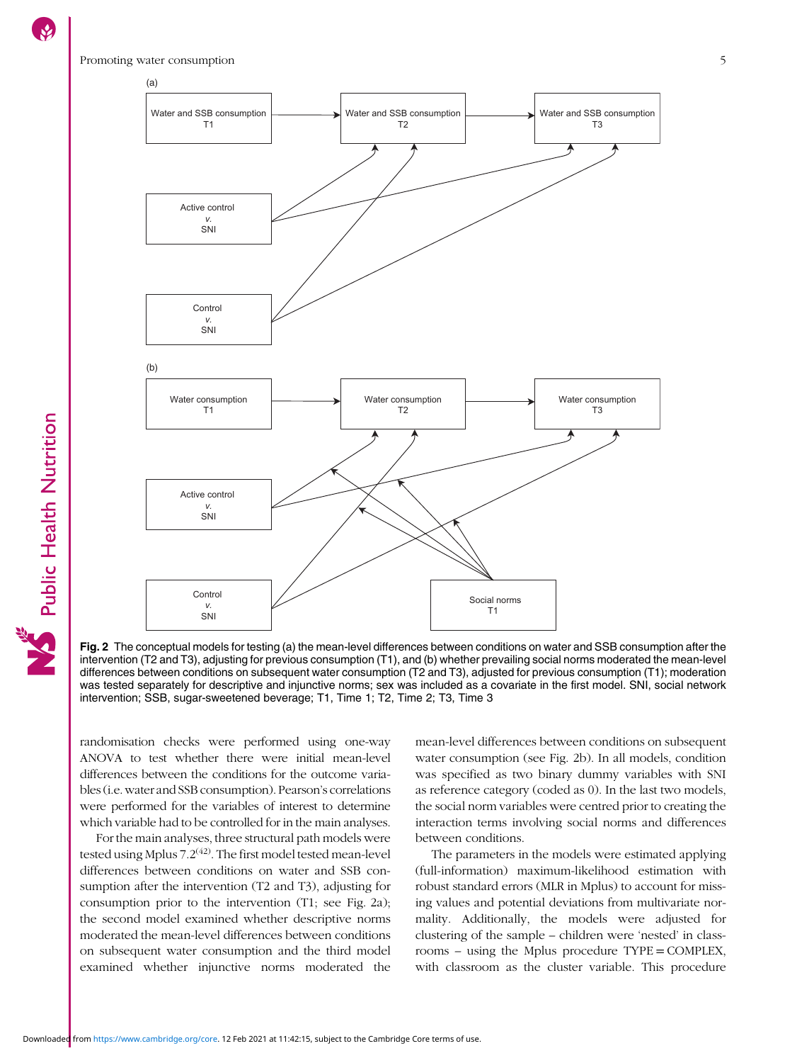Fig. 2 The conceptual models for testing (a) the mean-level differences between conditions on water and SSB consumption after the intervention (T2 and T3), adjusting for previous consumption (T1), and (b) whether prevailing social norms moderated the mean-level differences between conditions on subsequent water consumption (T2 and T3), adjusted for previous consumption (T1); moderation was tested separately for descriptive and injunctive norms; sex was included as a covariate in the first model. SNI, social network intervention; SSB, sugar-sweetened beverage; T1, Time 1; T2, Time 2; T3, Time 3

randomisation checks were performed using one-way ANOVA to test whether there were initial mean-level differences between the conditions for the outcome variables (i.e. water and SSB consumption). Pearson's correlations were performed for the variables of interest to determine which variable had to be controlled for in the main analyses.

For the main analyses, three structural path models were tested using Mplus 7.2[42]. The first model tested mean-level differences between conditions on water and SSB consumption after the intervention (T2 and T3), adjusting for consumption prior to the intervention (T1; see Fig. 2a); the second model examined whether descriptive norms moderated the mean-level differences between conditions on subsequent water consumption and the third model examined whether injunctive norms moderated the mean-level differences between conditions on subsequent water consumption (see Fig. 2b). In all models, condition was specified as two binary dummy variables with SNI as reference category (coded as 0). In the last two models, the social norm variables were centred prior to creating the interaction terms involving social norms and differences between conditions.

The parameters in the models were estimated applying (full-information) maximum-likelihood estimation with robust standard errors (MLR in Mplus) to account for missing values and potential deviations from multivariate normality. Additionally, the models were adjusted for clustering of the sample – children were 'nested' in classrooms – using the Mplus procedure TYPE = COMPLEX, with classroom as the cluster variable. This procedure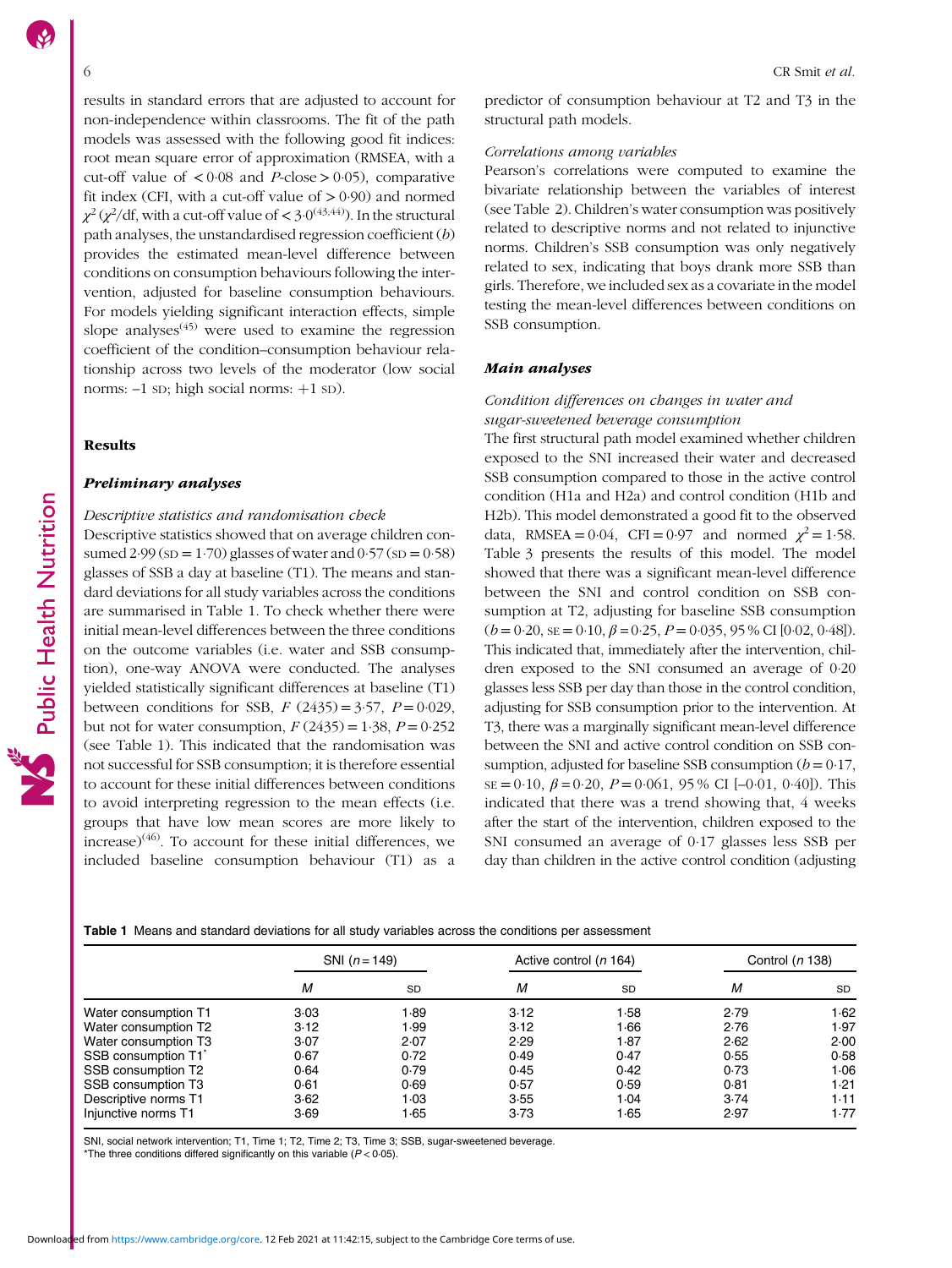results in standard errors that are adjusted to account for non-independence within classrooms. The fit of the path models was assessed with the following good fit indices: root mean square error of approximation (RMSEA, with a cut-off value of $< 0{\cdot}08$ and $P$-close $> 0{\cdot}05$), comparative fit index (CFI, with a cut-off value of $> 0{\cdot}90$) and normed $\chi^2$ ($\chi^2$/df, with a cut-off value of $< 3{\cdot}0$[43,44]). In the structural path analyses, the unstandardised regression coefficient ($b$) provides the estimated mean-level difference between conditions on consumption behaviours following the intervention, adjusted for baseline consumption behaviours. For models yielding significant interaction effects, simple slope analyses[45] were used to examine the regression coefficient of the condition–consumption behaviour relationship across two levels of the moderator (low social norms: –1 SD; high social norms: +1 SD).

## Results

### Preliminary analyses

#### Descriptive statistics and randomisation check

Descriptive statistics showed that on average children consumed 2·99 (SD = 1·70) glasses of water and 0·57 (SD = 0·58) glasses of SSB a day at baseline (T1). The means and standard deviations for all study variables across the conditions are summarised in Table 1. To check whether there were initial mean-level differences between the three conditions on the outcome variables (i.e. water and SSB consumption), one-way ANOVA were conducted. The analyses yielded statistically significant differences at baseline (T1) between conditions for SSB, $F$ (2435) = 3·57, $P$ = 0·029, but not for water consumption, $F$ (2435) = 1·38, $P$ = 0·252 (see Table 1). This indicated that the randomisation was not successful for SSB consumption; it is therefore essential to account for these initial differences between conditions to avoid interpreting regression to the mean effects (i.e. groups that have low mean scores are more likely to increase)[46]. To account for these initial differences, we included baseline consumption behaviour (T1) as a predictor of consumption behaviour at T2 and T3 in the structural path models.

#### Correlations among variables

Pearson's correlations were computed to examine the bivariate relationship between the variables of interest (see Table 2). Children's water consumption was positively related to descriptive norms and not related to injunctive norms. Children's SSB consumption was only negatively related to sex, indicating that boys drank more SSB than girls. Therefore, we included sex as a covariate in the model testing the mean-level differences between conditions on SSB consumption.

### Main analyses

#### Condition differences on changes in water and sugar-sweetened beverage consumption

The first structural path model examined whether children exposed to the SNI increased their water and decreased SSB consumption compared to those in the active control condition (H1a and H2a) and control condition (H1b and H2b). This model demonstrated a good fit to the observed data, RMSEA = 0·04, CFI = 0·97 and normed $\chi^2$ = 1·58. Table 3 presents the results of this model. The model showed that there was a significant mean-level difference between the SNI and control condition on SSB consumption at T2, adjusting for baseline SSB consumption ($b$ = 0·20, SE = 0·10, $\beta$ = 0·25, $P$ = 0·035, 95 % CI [0·02, 0·48]). This indicated that, immediately after the intervention, children exposed to the SNI consumed an average of 0·20 glasses less SSB per day than those in the control condition, adjusting for SSB consumption prior to the intervention. At T3, there was a marginally significant mean-level difference between the SNI and active control condition on SSB consumption, adjusted for baseline SSB consumption ($b$ = 0·17, SE = 0·10, $\beta$ = 0·20, $P$ = 0·061, 95 % CI [–0·01, 0·40]). This indicated that there was a trend showing that, 4 weeks after the start of the intervention, children exposed to the SNI consumed an average of 0·17 glasses less SSB per day than children in the active control condition (adjusting

**Table 1** Means and standard deviations for all study variables across the conditions per assessment

| | SNI ($n$ = 149) | | Active control ($n$ 164) | | Control ($n$ 138) | |
|---|---|---|---|---|---|---|
| | $M$ | SD | $M$ | SD | $M$ | SD |
| Water consumption T1 | 3·03 | 1·89 | 3·12 | 1·58 | 2·79 | 1·62 |
| Water consumption T2 | 3·12 | 1·99 | 3·12 | 1·66 | 2·76 | 1·97 |
| Water consumption T3 | 3·07 | 2·07 | 2·29 | 1·87 | 2·62 | 2·00 |
| SSB consumption T1* | 0·67 | 0·72 | 0·49 | 0·47 | 0·55 | 0·58 |
| SSB consumption T2 | 0·64 | 0·79 | 0·45 | 0·42 | 0·73 | 1·06 |
| SSB consumption T3 | 0·61 | 0·69 | 0·57 | 0·59 | 0·81 | 1·21 |
| Descriptive norms T1 | 3·62 | 1·03 | 3·55 | 1·04 | 3·74 | 1·11 |
| Injunctive norms T1 | 3·69 | 1·65 | 3·73 | 1·65 | 2·97 | 1·77 |

SNI, social network intervention; T1, Time 1; T2, Time 2; T3, Time 3; SSB, sugar-sweetened beverage.
*The three conditions differed significantly on this variable ($P$ < 0·05).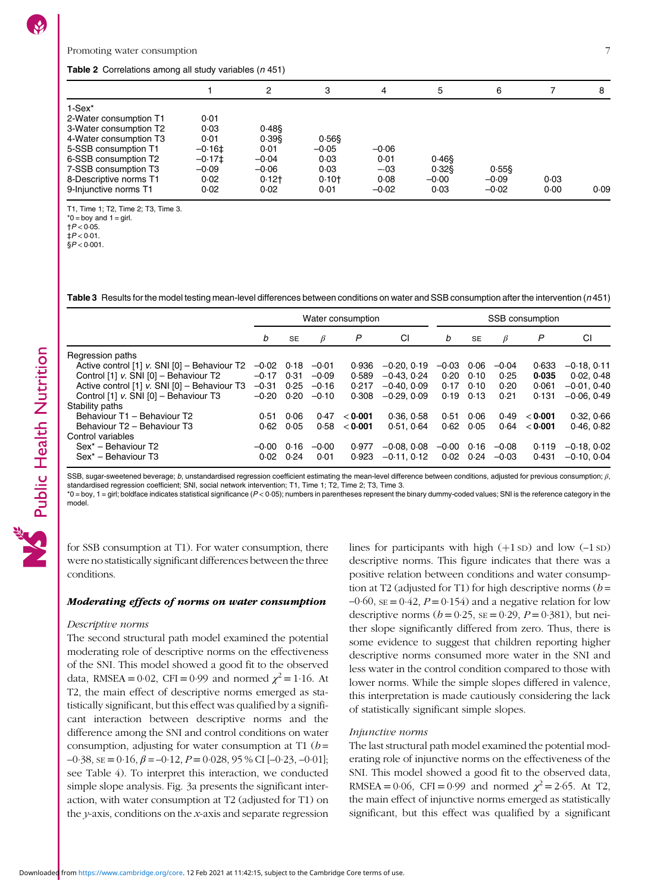**Table 2** Correlations among all study variables (*n* 451)

| | 1 | 2 | 3 | 4 | 5 | 6 | 7 | 8 |
|---|---|---|---|---|---|---|---|---|
| 1-Sex* | | | | | | | | |
| 2-Water consumption T1 | 0·01 | | | | | | | |
| 3-Water consumption T2 | 0·03 | 0·48§ | | | | | | |
| 4-Water consumption T3 | 0·01 | 0·39§ | 0·56§ | | | | | |
| 5-SSB consumption T1 | −0·16‡ | 0·01 | −0·05 | −0·06 | | | | |
| 6-SSB consumption T2 | −0·17‡ | −0·04 | 0·03 | 0·01 | 0·46§ | | | |
| 7-SSB consumption T3 | −0·09 | −0·06 | 0·03 | −·03 | 0·32§ | 0·55§ | | |
| 8-Descriptive norms T1 | 0·02 | 0·12† | 0·10† | 0·08 | −0·00 | −0·09 | 0·03 | |
| 9-Injunctive norms T1 | 0·02 | 0·02 | 0·01 | −0·02 | 0·03 | −0·02 | 0·00 | 0·09 |

T1, Time 1; T2, Time 2; T3, Time 3.
*0 = boy and 1 = girl.
†$P < 0·05$.
‡$P < 0·01$.
§$P < 0·001$.

**Table 3** Results for the model testing mean-level differences between conditions on water and SSB consumption after the intervention (*n* 451)

| | Water consumption | | | | | SSB consumption | | | | |
|---|---|---|---|---|---|---|---|---|---|---|
| | *b* | SE | *β* | *P* | CI | *b* | SE | *β* | *P* | CI |
| Regression paths | | | | | | | | | | |
| Active control [1] *v.* SNI [0] – Behaviour T2 | −0·02 | 0·18 | −0·01 | 0·936 | −0·20, 0·19 | −0·03 | 0·06 | −0·04 | 0·633 | −0·18, 0·11 |
| Control [1] *v.* SNI [0] – Behaviour T2 | −0·17 | 0·31 | −0·09 | 0·589 | −0·43, 0·24 | 0·20 | 0·10 | 0·25 | **0·035** | 0·02, 0·48 |
| Active control [1] *v.* SNI [0] – Behaviour T3 | −0·31 | 0·25 | −0·16 | 0·217 | −0·40, 0·09 | 0·17 | 0·10 | 0·20 | 0·061 | −0·01, 0·40 |
| Control [1] *v.* SNI [0] – Behaviour T3 | −0·20 | 0·20 | −0·10 | 0·308 | −0·29, 0·09 | 0·19 | 0·13 | 0·21 | 0·131 | −0·06, 0·49 |
| Stability paths | | | | | | | | | | |
| Behaviour T1 – Behaviour T2 | 0·51 | 0·06 | 0·47 | < **0·001** | 0·36, 0·58 | 0·51 | 0·06 | 0·49 | < **0·001** | 0·32, 0·66 |
| Behaviour T2 – Behaviour T3 | 0·62 | 0·05 | 0·58 | < **0·001** | 0·51, 0·64 | 0·62 | 0·05 | 0·64 | < **0·001** | 0·46, 0·82 |
| Control variables | | | | | | | | | | |
| Sex* – Behaviour T2 | −0·00 | 0·16 | −0·00 | 0·977 | −0·08, 0·08 | −0·00 | 0·16 | −0·08 | 0·119 | −0·18, 0·02 |
| Sex* – Behaviour T3 | 0·02 | 0·24 | 0·01 | 0·923 | −0·11, 0·12 | 0·02 | 0·24 | −0·03 | 0·431 | −0·10, 0·04 |

SSB, sugar-sweetened beverage; *b*, unstandardised regression coefficient estimating the mean-level difference between conditions, adjusted for previous consumption; *β*, standardised regression coefficient; SNI, social network intervention; T1, Time 1; T2, Time 2; T3, Time 3.
*0 = boy, 1 = girl; boldface indicates statistical significance ($P < 0·05$); numbers in parentheses represent the binary dummy-coded values; SNI is the reference category in the model.

for SSB consumption at T1). For water consumption, there were no statistically significant differences between the three conditions.

### *Moderating effects of norms on water consumption*

#### *Descriptive norms*

The second structural path model examined the potential moderating role of descriptive norms on the effectiveness of the SNI. This model showed a good fit to the observed data, RMSEA = 0·02, CFI = 0·99 and normed $\chi^2 = 1·16$. At T2, the main effect of descriptive norms emerged as statistically significant, but this effect was qualified by a significant interaction between descriptive norms and the difference among the SNI and control conditions on water consumption, adjusting for water consumption at T1 ($b = -0·38$, SE = 0·16, $\beta = -0·12$, $P = 0·028$, 95 % CI [−0·23, −0·01]; see Table 4). To interpret this interaction, we conducted simple slope analysis. Fig. 3a presents the significant interaction, with water consumption at T2 (adjusted for T1) on the *y*-axis, conditions on the *x*-axis and separate regression lines for participants with high (+1 SD) and low (−1 SD) descriptive norms. This figure indicates that there was a positive relation between conditions and water consumption at T2 (adjusted for T1) for high descriptive norms ($b = -0·60$, SE = 0·42, $P = 0·154$) and a negative relation for low descriptive norms ($b = 0·25$, SE = 0·29, $P = 0·381$), but neither slope significantly differed from zero. Thus, there is some evidence to suggest that children reporting higher descriptive norms consumed more water in the SNI and less water in the control condition compared to those with lower norms. While the simple slopes differed in valence, this interpretation is made cautiously considering the lack of statistically significant simple slopes.

#### *Injunctive norms*

The last structural path model examined the potential moderating role of injunctive norms on the effectiveness of the SNI. This model showed a good fit to the observed data, RMSEA = 0·06, CFI = 0·99 and normed $\chi^2 = 2·65$. At T2, the main effect of injunctive norms emerged as statistically significant, but this effect was qualified by a significant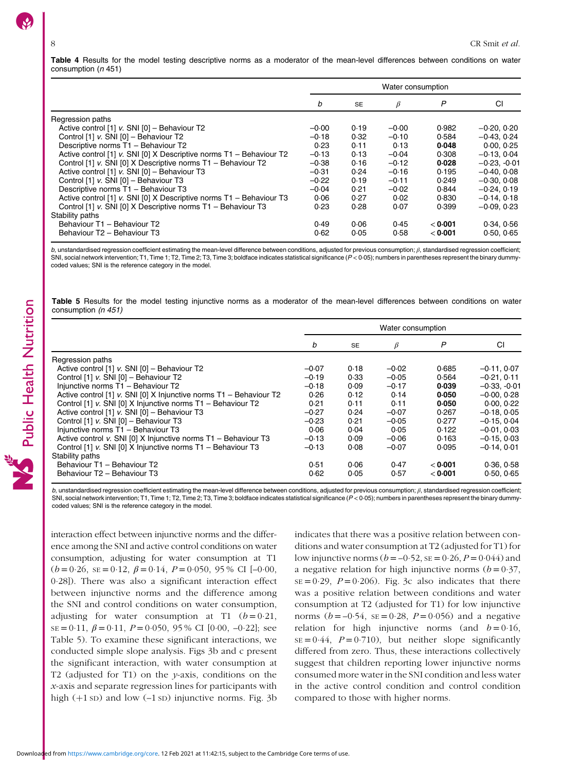**Table 4** Results for the model testing descriptive norms as a moderator of the mean-level differences between conditions on water consumption (*n* 451)

| | Water consumption | | | | |
|---|---|---|---|---|---|
| | *b* | SE | *β* | *P* | CI |
| Regression paths | | | | | |
| Active control [1] *v.* SNI [0] – Behaviour T2 | −0·00 | 0·19 | −0·00 | 0·982 | −0·20, 0·20 |
| Control [1] *v.* SNI [0] – Behaviour T2 | −0·18 | 0·32 | −0·10 | 0·584 | −0·43, 0·24 |
| Descriptive norms T1 – Behaviour T2 | 0·23 | 0·11 | 0·13 | **0·048** | 0·00, 0·25 |
| Active control [1] *v.* SNI [0] X Descriptive norms T1 – Behaviour T2 | −0·13 | 0·13 | −0·04 | 0·308 | −0·13, 0·04 |
| Control [1] *v.* SNI [0] X Descriptive norms T1 – Behaviour T2 | −0·38 | 0·16 | −0·12 | **0·028** | −0·23, -0·01 |
| Active control [1] *v.* SNI [0] – Behaviour T3 | −0·31 | 0·24 | −0·16 | 0·195 | −0·40, 0·08 |
| Control [1] *v.* SNI [0] – Behaviour T3 | −0·22 | 0·19 | −0·11 | 0·249 | −0·30, 0·08 |
| Descriptive norms T1 – Behaviour T3 | −0·04 | 0·21 | −0·02 | 0·844 | −0·24, 0·19 |
| Active control [1] *v.* SNI [0] X Descriptive norms T1 – Behaviour T3 | 0·06 | 0·27 | 0·02 | 0·830 | −0·14, 0·18 |
| Control [1] *v.* SNI [0] X Descriptive norms T1 – Behaviour T3 | 0·23 | 0·28 | 0·07 | 0·399 | −0·09, 0·23 |
| Stability paths | | | | | |
| Behaviour T1 – Behaviour T2 | 0·49 | 0·06 | 0·45 | **<0·001** | 0·34, 0·56 |
| Behaviour T2 – Behaviour T3 | 0·62 | 0·05 | 0·58 | **<0·001** | 0·50, 0·65 |

*b*, unstandardised regression coefficient estimating the mean-level difference between conditions, adjusted for previous consumption; *β*, standardised regression coefficient; SNI, social network intervention; T1, Time 1; T2, Time 2; T3, Time 3; boldface indicates statistical significance ($P < 0·05$); numbers in parentheses represent the binary dummy-coded values; SNI is the reference category in the model.

**Table 5** Results for the model testing injunctive norms as a moderator of the mean-level differences between conditions on water consumption *(n 451)*

| | Water consumption | | | | |
|---|---|---|---|---|---|
| | *b* | SE | *β* | *P* | CI |
| Regression paths | | | | | |
| Active control [1] *v.* SNI [0] – Behaviour T2 | −0·07 | 0·18 | −0·02 | 0·685 | −0·11, 0·07 |
| Control [1] *v.* SNI [0] – Behaviour T2 | −0·19 | 0·33 | −0·05 | 0·564 | −0·21, 0·11 |
| Injunctive norms T1 – Behaviour T2 | −0·18 | 0·09 | −0·17 | **0·039** | −0·33, -0·01 |
| Active control [1] *v.* SNI [0] X Injunctive norms T1 – Behaviour T2 | 0·26 | 0·12 | 0·14 | **0·050** | −0·00, 0·28 |
| Control [1] *v.* SNI [0] X Injunctive norms T1 – Behaviour T2 | 0·21 | 0·11 | 0·11 | **0·050** | 0·00, 0·22 |
| Active control [1] *v.* SNI [0] – Behaviour T3 | −0·27 | 0·24 | −0·07 | 0·267 | −0·18, 0·05 |
| Control [1] *v.* SNI [0] – Behaviour T3 | −0·23 | 0·21 | −0·05 | 0·277 | −0·15, 0·04 |
| Injunctive norms T1 – Behaviour T3 | 0·06 | 0·04 | 0·05 | 0·122 | −0·01, 0·03 |
| Active control *v.* SNI [0] X Injunctive norms T1 – Behaviour T3 | −0·13 | 0·09 | −0·06 | 0·163 | −0·15, 0·03 |
| Control [1] *v.* SNI [0] X Injunctive norms T1 – Behaviour T3 | −0·13 | 0·08 | −0·07 | 0·095 | −0·14, 0·01 |
| Stability paths | | | | | |
| Behaviour T1 – Behaviour T2 | 0·51 | 0·06 | 0·47 | **<0·001** | 0·36, 0·58 |
| Behaviour T2 – Behaviour T3 | 0·62 | 0·05 | 0·57 | **<0·001** | 0·50, 0·65 |

*b*, unstandardised regression coefficient estimating the mean-level difference between conditions, adjusted for previous consumption; *β*, standardised regression coefficient; SNI, social network intervention; T1, Time 1; T2, Time 2; T3, Time 3; boldface indicates statistical significance ($P < 0·05$); numbers in parentheses represent the binary dummy-coded values; SNI is the reference category in the model.

interaction effect between injunctive norms and the difference among the SNI and active control conditions on water consumption, adjusting for water consumption at T1 ($b = 0·26$, $\text{SE} = 0·12$, $\beta = 0·14$, $P = 0·050$, 95 % CI [–0·00, 0·28]). There was also a significant interaction effect between injunctive norms and the difference among the SNI and control conditions on water consumption, adjusting for water consumption at T1 ($b = 0·21$, $\text{SE} = 0·11$, $\beta = 0·11$, $P = 0·050$, 95 % CI [0·00, –0·22]; see Table 5). To examine these significant interactions, we conducted simple slope analysis. Figs 3b and c present the significant interaction, with water consumption at T2 (adjusted for T1) on the *y*-axis, conditions on the *x*-axis and separate regression lines for participants with high (+1 SD) and low (–1 SD) injunctive norms. Fig. 3b indicates that there was a positive relation between conditions and water consumption at T2 (adjusted for T1) for low injunctive norms ($b = –0·52$, $\text{SE} = 0·26$, $P = 0·044$) and a negative relation for high injunctive norms ($b = 0·37$, $\text{SE} = 0·29$, $P = 0·206$). Fig. 3c also indicates that there was a positive relation between conditions and water consumption at T2 (adjusted for T1) for low injunctive norms ($b = –0·54$, $\text{SE} = 0·28$, $P = 0·056$) and a negative relation for high injunctive norms (and $b = 0·16$, $\text{SE} = 0·44$, $P = 0·710$), but neither slope significantly differed from zero. Thus, these interactions collectively suggest that children reporting lower injunctive norms consumed more water in the SNI condition and less water in the active control condition and control condition compared to those with higher norms.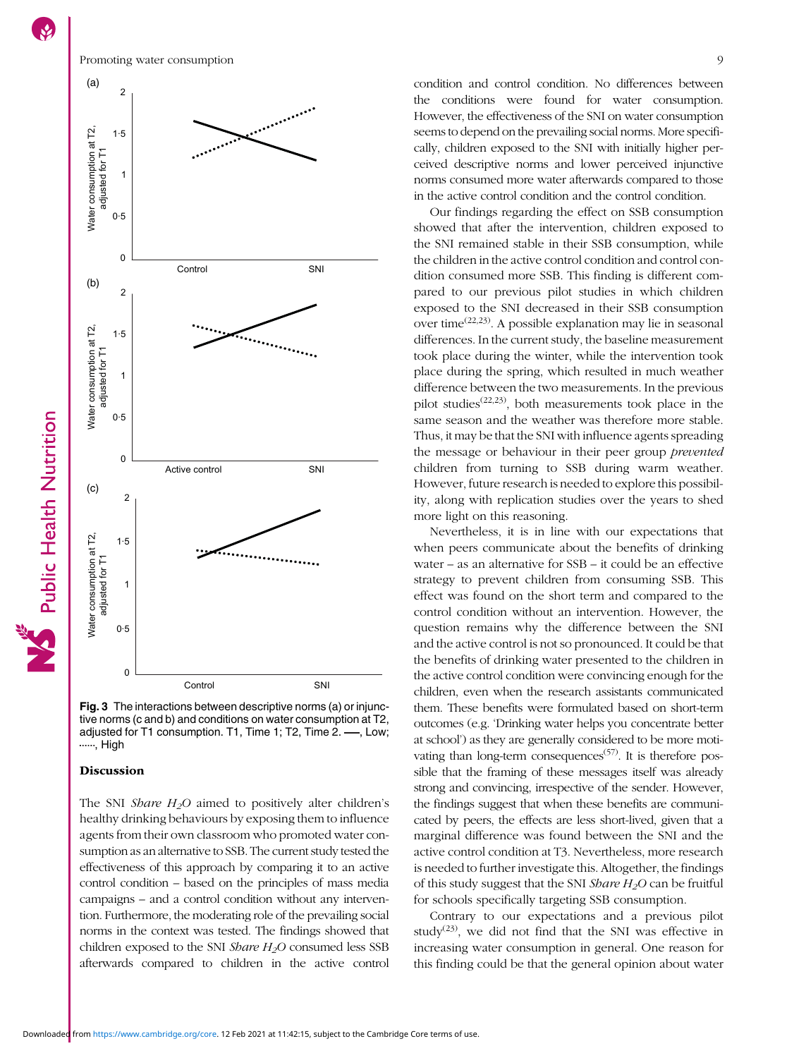Fig. 3 The interactions between descriptive norms (a) or injunctive norms (c and b) and conditions on water consumption at T2, adjusted for T1 consumption. T1, Time 1; T2, Time 2. ——, Low; ······, High

## Discussion

The SNI *Share $H_2O$* aimed to positively alter children's healthy drinking behaviours by exposing them to influence agents from their own classroom who promoted water consumption as an alternative to SSB. The current study tested the effectiveness of this approach by comparing it to an active control condition – based on the principles of mass media campaigns – and a control condition without any intervention. Furthermore, the moderating role of the prevailing social norms in the context was tested. The findings showed that children exposed to the SNI *Share $H_2O$* consumed less SSB afterwards compared to children in the active control condition and control condition. No differences between the conditions were found for water consumption. However, the effectiveness of the SNI on water consumption seems to depend on the prevailing social norms. More specifically, children exposed to the SNI with initially higher perceived descriptive norms and lower perceived injunctive norms consumed more water afterwards compared to those in the active control condition and the control condition.

Our findings regarding the effect on SSB consumption showed that after the intervention, children exposed to the SNI remained stable in their SSB consumption, while the children in the active control condition and control condition consumed more SSB. This finding is different compared to our previous pilot studies in which children exposed to the SNI decreased in their SSB consumption over time[22,23]. A possible explanation may lie in seasonal differences. In the current study, the baseline measurement took place during the winter, while the intervention took place during the spring, which resulted in much weather difference between the two measurements. In the previous pilot studies[22,23], both measurements took place in the same season and the weather was therefore more stable. Thus, it may be that the SNI with influence agents spreading the message or behaviour in their peer group *prevented* children from turning to SSB during warm weather. However, future research is needed to explore this possibility, along with replication studies over the years to shed more light on this reasoning.

Nevertheless, it is in line with our expectations that when peers communicate about the benefits of drinking water – as an alternative for SSB – it could be an effective strategy to prevent children from consuming SSB. This effect was found on the short term and compared to the control condition without an intervention. However, the question remains why the difference between the SNI and the active control is not so pronounced. It could be that the benefits of drinking water presented to the children in the active control condition were convincing enough for the children, even when the research assistants communicated them. These benefits were formulated based on short-term outcomes (e.g. 'Drinking water helps you concentrate better at school') as they are generally considered to be more motivating than long-term consequences[57]. It is therefore possible that the framing of these messages itself was already strong and convincing, irrespective of the sender. However, the findings suggest that when these benefits are communicated by peers, the effects are less short-lived, given that a marginal difference was found between the SNI and the active control condition at T3. Nevertheless, more research is needed to further investigate this. Altogether, the findings of this study suggest that the SNI *Share $H_2O$* can be fruitful for schools specifically targeting SSB consumption.

Contrary to our expectations and a previous pilot study[23], we did not find that the SNI was effective in increasing water consumption in general. One reason for this finding could be that the general opinion about water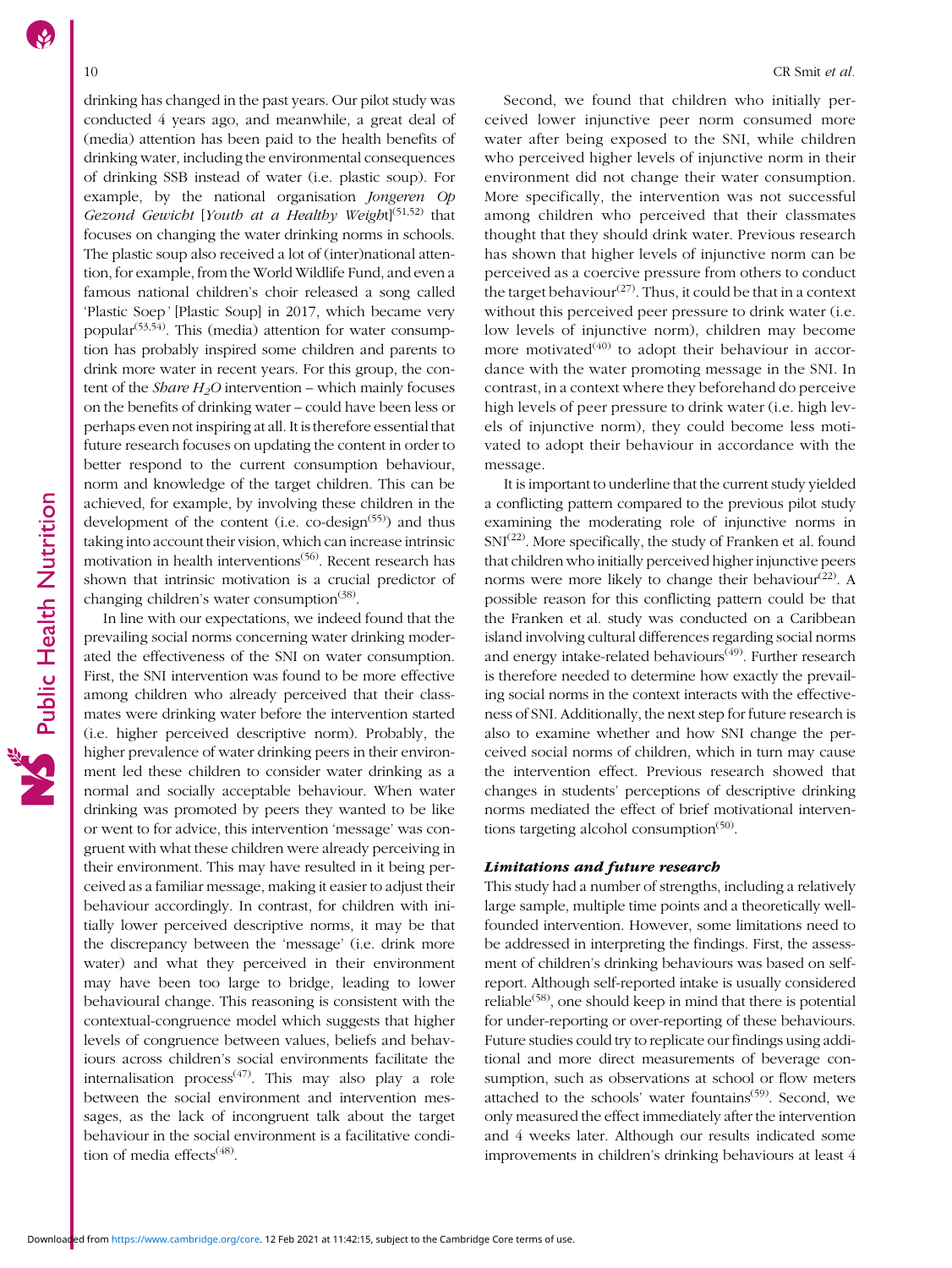drinking has changed in the past years. Our pilot study was conducted 4 years ago, and meanwhile, a great deal of (media) attention has been paid to the health benefits of drinking water, including the environmental consequences of drinking SSB instead of water (i.e. plastic soup). For example, by the national organisation *Jongeren Op Gezond Gewicht* [*Youth at a Healthy Weight*][51,52] that focuses on changing the water drinking norms in schools. The plastic soup also received a lot of (inter)national attention, for example, from the World Wildlife Fund, and even a famous national children's choir released a song called 'Plastic Soep' [Plastic Soup] in 2017, which became very popular[53,54]. This (media) attention for water consumption has probably inspired some children and parents to drink more water in recent years. For this group, the content of the *Share $H_2O$* intervention – which mainly focuses on the benefits of drinking water – could have been less or perhaps even not inspiring at all. It is therefore essential that future research focuses on updating the content in order to better respond to the current consumption behaviour, norm and knowledge of the target children. This can be achieved, for example, by involving these children in the development of the content (i.e. co-design[55]) and thus taking into account their vision, which can increase intrinsic motivation in health interventions[56]. Recent research has shown that intrinsic motivation is a crucial predictor of changing children's water consumption[38].

In line with our expectations, we indeed found that the prevailing social norms concerning water drinking moderated the effectiveness of the SNI on water consumption. First, the SNI intervention was found to be more effective among children who already perceived that their classmates were drinking water before the intervention started (i.e. higher perceived descriptive norm). Probably, the higher prevalence of water drinking peers in their environment led these children to consider water drinking as a normal and socially acceptable behaviour. When water drinking was promoted by peers they wanted to be like or went to for advice, this intervention 'message' was congruent with what these children were already perceiving in their environment. This may have resulted in it being perceived as a familiar message, making it easier to adjust their behaviour accordingly. In contrast, for children with initially lower perceived descriptive norms, it may be that the discrepancy between the 'message' (i.e. drink more water) and what they perceived in their environment may have been too large to bridge, leading to lower behavioural change. This reasoning is consistent with the contextual-congruence model which suggests that higher levels of congruence between values, beliefs and behaviours across children's social environments facilitate the internalisation process[47]. This may also play a role between the social environment and intervention messages, as the lack of incongruent talk about the target behaviour in the social environment is a facilitative condition of media effects[48].

Second, we found that children who initially perceived lower injunctive peer norm consumed more water after being exposed to the SNI, while children who perceived higher levels of injunctive norm in their environment did not change their water consumption. More specifically, the intervention was not successful among children who perceived that their classmates thought that they should drink water. Previous research has shown that higher levels of injunctive norm can be perceived as a coercive pressure from others to conduct the target behaviour[27]. Thus, it could be that in a context without this perceived peer pressure to drink water (i.e. low levels of injunctive norm), children may become more motivated[40] to adopt their behaviour in accordance with the water promoting message in the SNI. In contrast, in a context where they beforehand do perceive high levels of peer pressure to drink water (i.e. high levels of injunctive norm), they could become less motivated to adopt their behaviour in accordance with the message.

It is important to underline that the current study yielded a conflicting pattern compared to the previous pilot study examining the moderating role of injunctive norms in SNI[22]. More specifically, the study of Franken et al. found that children who initially perceived higher injunctive peers norms were more likely to change their behaviour[22]. A possible reason for this conflicting pattern could be that the Franken et al. study was conducted on a Caribbean island involving cultural differences regarding social norms and energy intake-related behaviours[49]. Further research is therefore needed to determine how exactly the prevailing social norms in the context interacts with the effectiveness of SNI. Additionally, the next step for future research is also to examine whether and how SNI change the perceived social norms of children, which in turn may cause the intervention effect. Previous research showed that changes in students' perceptions of descriptive drinking norms mediated the effect of brief motivational interventions targeting alcohol consumption[50].

### *Limitations and future research*

This study had a number of strengths, including a relatively large sample, multiple time points and a theoretically well-founded intervention. However, some limitations need to be addressed in interpreting the findings. First, the assessment of children's drinking behaviours was based on self-report. Although self-reported intake is usually considered reliable[58], one should keep in mind that there is potential for under-reporting or over-reporting of these behaviours. Future studies could try to replicate our findings using additional and more direct measurements of beverage consumption, such as observations at school or flow meters attached to the schools' water fountains[59]. Second, we only measured the effect immediately after the intervention and 4 weeks later. Although our results indicated some improvements in children's drinking behaviours at least 4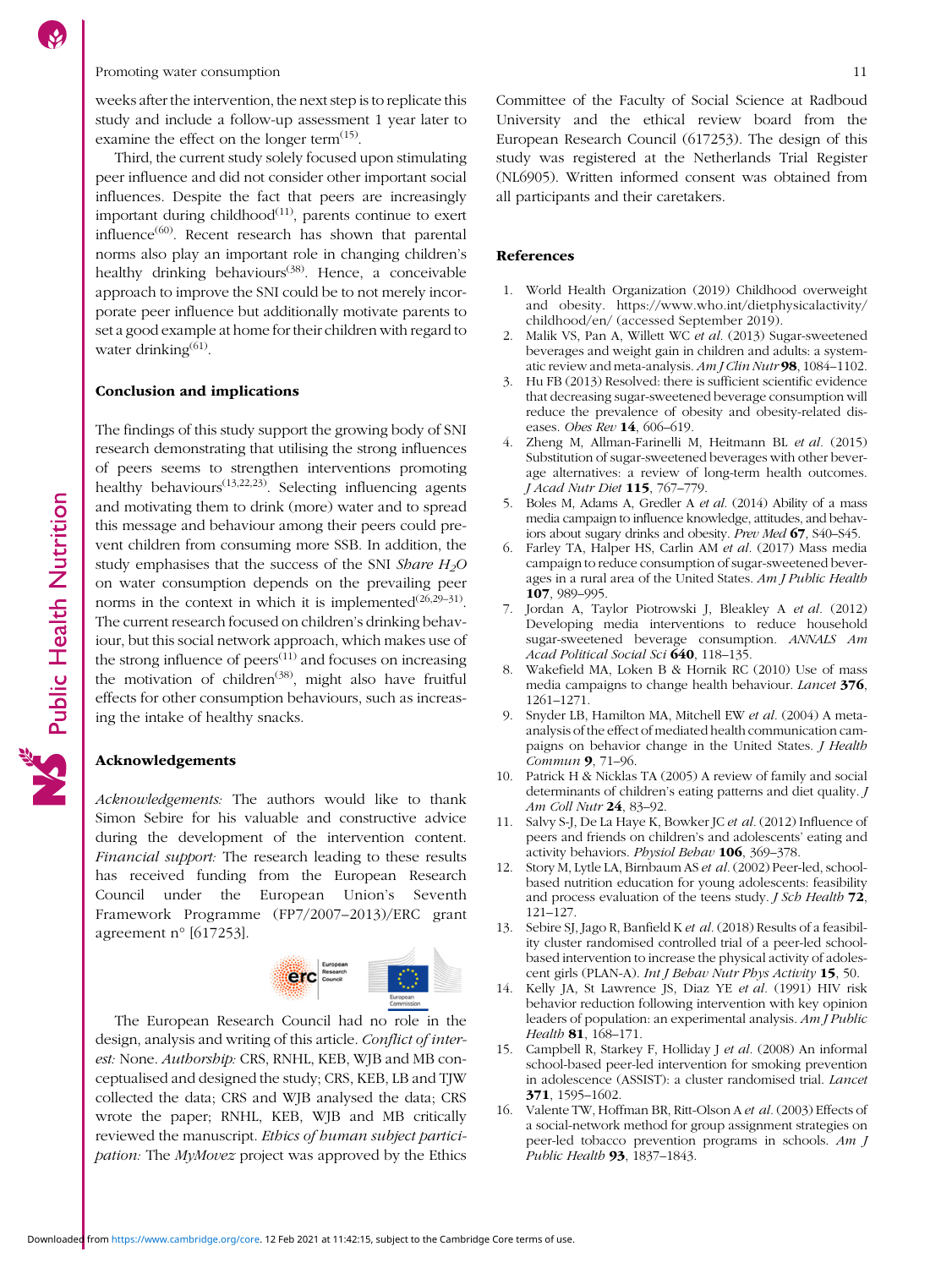weeks after the intervention, the next step is to replicate this study and include a follow-up assessment 1 year later to examine the effect on the longer term[15].

Third, the current study solely focused upon stimulating peer influence and did not consider other important social influences. Despite the fact that peers are increasingly important during childhood[11], parents continue to exert influence[60]. Recent research has shown that parental norms also play an important role in changing children's healthy drinking behaviours[38]. Hence, a conceivable approach to improve the SNI could be to not merely incorporate peer influence but additionally motivate parents to set a good example at home for their children with regard to water drinking[61].

## Conclusion and implications

The findings of this study support the growing body of SNI research demonstrating that utilising the strong influences of peers seems to strengthen interventions promoting healthy behaviours[13,22,23]. Selecting influencing agents and motivating them to drink (more) water and to spread this message and behaviour among their peers could prevent children from consuming more SSB. In addition, the study emphasises that the success of the SNI *Share* $H_2O$ on water consumption depends on the prevailing peer norms in the context in which it is implemented[26,29–31]. The current research focused on children's drinking behaviour, but this social network approach, which makes use of the strong influence of peers[11] and focuses on increasing the motivation of children[38], might also have fruitful effects for other consumption behaviours, such as increasing the intake of healthy snacks.

## Acknowledgements

*Acknowledgements:* The authors would like to thank Simon Sebire for his valuable and constructive advice during the development of the intervention content. *Financial support:* The research leading to these results has received funding from the European Research Council under the European Union's Seventh Framework Programme (FP7/2007–2013)/ERC grant agreement n° [617253].

The European Research Council had no role in the design, analysis and writing of this article. *Conflict of interest:* None. *Authorship:* CRS, RNHL, KEB, WJB and MB conceptualised and designed the study; CRS, KEB, LB and TJW collected the data; CRS and WJB analysed the data; CRS wrote the paper; RNHL, KEB, WJB and MB critically reviewed the manuscript. *Ethics of human subject participation:* The *MyMovez* project was approved by the Ethics Committee of the Faculty of Social Science at Radboud University and the ethical review board from the European Research Council (617253). The design of this study was registered at the Netherlands Trial Register (NL6905). Written informed consent was obtained from all participants and their caretakers.

## References

1. World Health Organization (2019) Childhood overweight and obesity. https://www.who.int/dietphysicalactivity/childhood/en/ (accessed September 2019).
2. Malik VS, Pan A, Willett WC *et al.* (2013) Sugar-sweetened beverages and weight gain in children and adults: a systematic review and meta-analysis. *Am J Clin Nutr* **98**, 1084–1102.
3. Hu FB (2013) Resolved: there is sufficient scientific evidence that decreasing sugar-sweetened beverage consumption will reduce the prevalence of obesity and obesity-related diseases. *Obes Rev* **14**, 606–619.
4. Zheng M, Allman-Farinelli M, Heitmann BL *et al.* (2015) Substitution of sugar-sweetened beverages with other beverage alternatives: a review of long-term health outcomes. *J Acad Nutr Diet* **115**, 767–779.
5. Boles M, Adams A, Gredler A *et al.* (2014) Ability of a mass media campaign to influence knowledge, attitudes, and behaviors about sugary drinks and obesity. *Prev Med* **67**, S40–S45.
6. Farley TA, Halper HS, Carlin AM *et al.* (2017) Mass media campaign to reduce consumption of sugar-sweetened beverages in a rural area of the United States. *Am J Public Health* **107**, 989–995.
7. Jordan A, Taylor Piotrowski J, Bleakley A *et al.* (2012) Developing media interventions to reduce household sugar-sweetened beverage consumption. *ANNALS Am Acad Political Social Sci* **640**, 118–135.
8. Wakefield MA, Loken B & Hornik RC (2010) Use of mass media campaigns to change health behaviour. *Lancet* **376**, 1261–1271.
9. Snyder LB, Hamilton MA, Mitchell EW *et al.* (2004) A meta-analysis of the effect of mediated health communication campaigns on behavior change in the United States. *J Health Commun* **9**, 71–96.
10. Patrick H & Nicklas TA (2005) A review of family and social determinants of children's eating patterns and diet quality. *J Am Coll Nutr* **24**, 83–92.
11. Salvy S-J, De La Haye K, Bowker JC *et al.* (2012) Influence of peers and friends on children's and adolescents' eating and activity behaviors. *Physiol Behav* **106**, 369–378.
12. Story M, Lytle LA, Birnbaum AS *et al.* (2002) Peer-led, school-based nutrition education for young adolescents: feasibility and process evaluation of the teens study. *J Sch Health* **72**, 121–127.
13. Sebire SJ, Jago R, Banfield K *et al.* (2018) Results of a feasibility cluster randomised controlled trial of a peer-led school-based intervention to increase the physical activity of adolescent girls (PLAN-A). *Int J Behav Nutr Phys Activity* **15**, 50.
14. Kelly JA, St Lawrence JS, Diaz YE *et al.* (1991) HIV risk behavior reduction following intervention with key opinion leaders of population: an experimental analysis. *Am J Public Health* **81**, 168–171.
15. Campbell R, Starkey F, Holliday J *et al.* (2008) An informal school-based peer-led intervention for smoking prevention in adolescence (ASSIST): a cluster randomised trial. *Lancet* **371**, 1595–1602.
16. Valente TW, Hoffman BR, Ritt-Olson A *et al.* (2003) Effects of a social-network method for group assignment strategies on peer-led tobacco prevention programs in schools. *Am J Public Health* **93**, 1837–1843.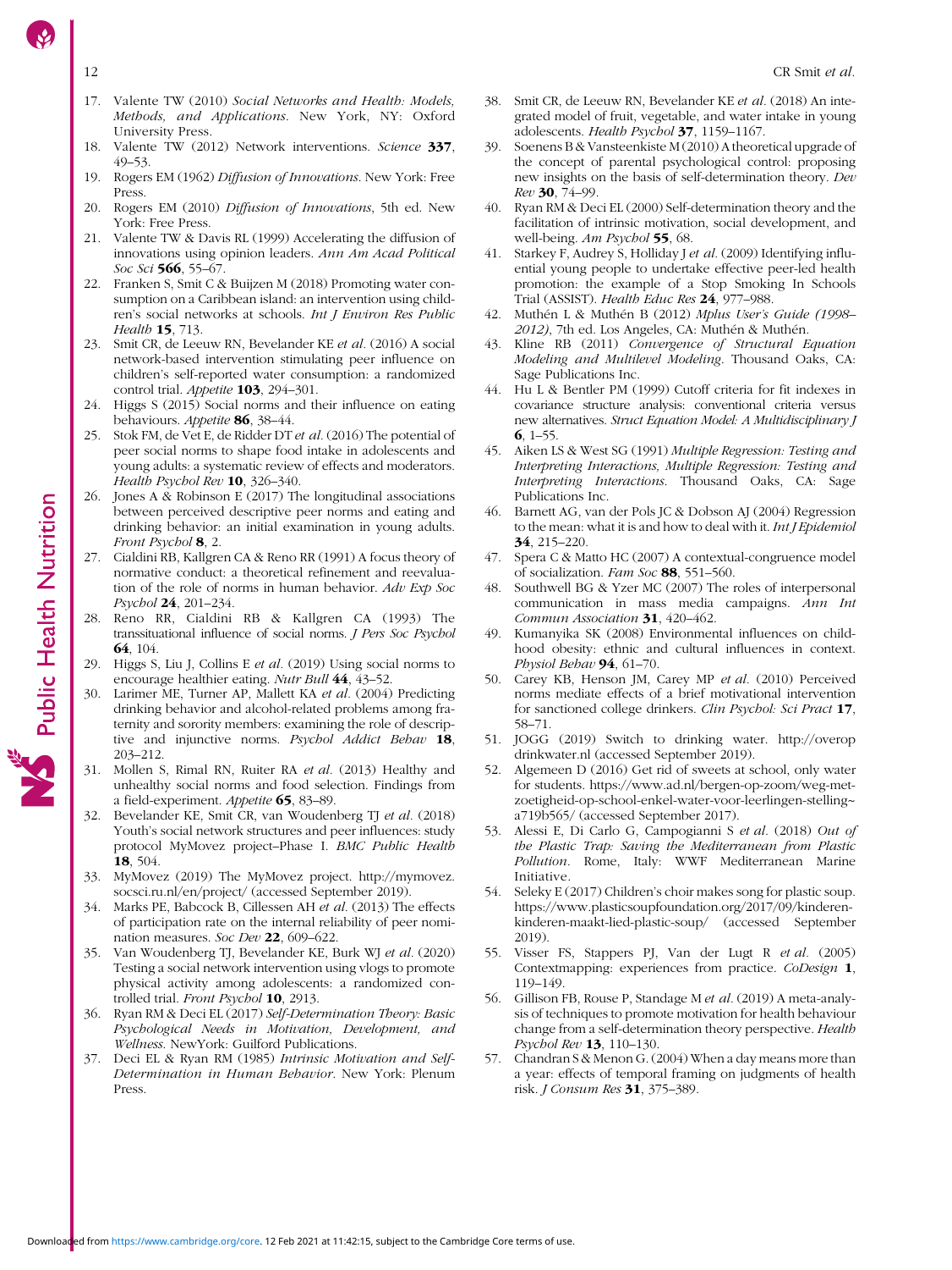17. Valente TW (2010) *Social Networks and Health: Models, Methods, and Applications*. New York, NY: Oxford University Press.
18. Valente TW (2012) Network interventions. *Science* **337**, 49–53.
19. Rogers EM (1962) *Diffusion of Innovations*. New York: Free Press.
20. Rogers EM (2010) *Diffusion of Innovations*, 5th ed. New York: Free Press.
21. Valente TW & Davis RL (1999) Accelerating the diffusion of innovations using opinion leaders. *Ann Am Acad Political Soc Sci* **566**, 55–67.
22. Franken S, Smit C & Buijzen M (2018) Promoting water consumption on a Caribbean island: an intervention using children's social networks at schools. *Int J Environ Res Public Health* **15**, 713.
23. Smit CR, de Leeuw RN, Bevelander KE *et al.* (2016) A social network-based intervention stimulating peer influence on children's self-reported water consumption: a randomized control trial. *Appetite* **103**, 294–301.
24. Higgs S (2015) Social norms and their influence on eating behaviours. *Appetite* **86**, 38–44.
25. Stok FM, de Vet E, de Ridder DT *et al.* (2016) The potential of peer social norms to shape food intake in adolescents and young adults: a systematic review of effects and moderators. *Health Psychol Rev* **10**, 326–340.
26. Jones A & Robinson E (2017) The longitudinal associations between perceived descriptive peer norms and eating and drinking behavior: an initial examination in young adults. *Front Psychol* **8**, 2.
27. Cialdini RB, Kallgren CA & Reno RR (1991) A focus theory of normative conduct: a theoretical refinement and reevaluation of the role of norms in human behavior. *Adv Exp Soc Psychol* **24**, 201–234.
28. Reno RR, Cialdini RB & Kallgren CA (1993) The transsituational influence of social norms. *J Pers Soc Psychol* **64**, 104.
29. Higgs S, Liu J, Collins E *et al.* (2019) Using social norms to encourage healthier eating. *Nutr Bull* **44**, 43–52.
30. Larimer ME, Turner AP, Mallett KA *et al.* (2004) Predicting drinking behavior and alcohol-related problems among fraternity and sorority members: examining the role of descriptive and injunctive norms. *Psychol Addict Behav* **18**, 203–212.
31. Mollen S, Rimal RN, Ruiter RA *et al.* (2013) Healthy and unhealthy social norms and food selection. Findings from a field-experiment. *Appetite* **65**, 83–89.
32. Bevelander KE, Smit CR, van Woudenberg TJ *et al.* (2018) Youth's social network structures and peer influences: study protocol MyMovez project–Phase I. *BMC Public Health* **18**, 504.
33. MyMovez (2019) The MyMovez project. http://mymovez.socsci.ru.nl/en/project/ (accessed September 2019).
34. Marks PE, Babcock B, Cillessen AH *et al.* (2013) The effects of participation rate on the internal reliability of peer nomination measures. *Soc Dev* **22**, 609–622.
35. Van Woudenberg TJ, Bevelander KE, Burk WJ *et al.* (2020) Testing a social network intervention using vlogs to promote physical activity among adolescents: a randomized controlled trial. *Front Psychol* **10**, 2913.
36. Ryan RM & Deci EL (2017) *Self-Determination Theory: Basic Psychological Needs in Motivation, Development, and Wellness*. NewYork: Guilford Publications.
37. Deci EL & Ryan RM (1985) *Intrinsic Motivation and Self-Determination in Human Behavior*. New York: Plenum Press.
38. Smit CR, de Leeuw RN, Bevelander KE *et al.* (2018) An integrated model of fruit, vegetable, and water intake in young adolescents. *Health Psychol* **37**, 1159–1167.
39. Soenens B & Vansteenkiste M (2010) A theoretical upgrade of the concept of parental psychological control: proposing new insights on the basis of self-determination theory. *Dev Rev* **30**, 74–99.
40. Ryan RM & Deci EL (2000) Self-determination theory and the facilitation of intrinsic motivation, social development, and well-being. *Am Psychol* **55**, 68.
41. Starkey F, Audrey S, Holliday J *et al.* (2009) Identifying influential young people to undertake effective peer-led health promotion: the example of a Stop Smoking In Schools Trial (ASSIST). *Health Educ Res* **24**, 977–988.
42. Muthén L & Muthén B (2012) *Mplus User's Guide (1998–2012)*, 7th ed. Los Angeles, CA: Muthén & Muthén.
43. Kline RB (2011) *Convergence of Structural Equation Modeling and Multilevel Modeling*. Thousand Oaks, CA: Sage Publications Inc.
44. Hu L & Bentler PM (1999) Cutoff criteria for fit indexes in covariance structure analysis: conventional criteria versus new alternatives. *Struct Equation Model: A Multidisciplinary J* **6**, 1–55.
45. Aiken LS & West SG (1991) *Multiple Regression: Testing and Interpreting Interactions, Multiple Regression: Testing and Interpreting Interactions*. Thousand Oaks, CA: Sage Publications Inc.
46. Barnett AG, van der Pols JC & Dobson AJ (2004) Regression to the mean: what it is and how to deal with it. *Int J Epidemiol* **34**, 215–220.
47. Spera C & Matto HC (2007) A contextual-congruence model of socialization. *Fam Soc* **88**, 551–560.
48. Southwell BG & Yzer MC (2007) The roles of interpersonal communication in mass media campaigns. *Ann Int Commun Association* **31**, 420–462.
49. Kumanyika SK (2008) Environmental influences on childhood obesity: ethnic and cultural influences in context. *Physiol Behav* **94**, 61–70.
50. Carey KB, Henson JM, Carey MP *et al.* (2010) Perceived norms mediate effects of a brief motivational intervention for sanctioned college drinkers. *Clin Psychol: Sci Pract* **17**, 58–71.
51. JOGG (2019) Switch to drinking water. http://overopdrinkwater.nl (accessed September 2019).
52. Algemeen D (2016) Get rid of sweets at school, only water for students. https://www.ad.nl/bergen-op-zoom/weg-met-zoetigheid-op-school-enkel-water-voor-leerlingen-stelling~a719b565/ (accessed September 2017).
53. Alessi E, Di Carlo G, Campogianni S *et al.* (2018) *Out of the Plastic Trap: Saving the Mediterranean from Plastic Pollution*. Rome, Italy: WWF Mediterranean Marine Initiative.
54. Seleky E (2017) Children's choir makes song for plastic soup. https://www.plasticsoupfoundation.org/2017/09/kinderen-kinderen-maakt-lied-plastic-soup/ (accessed September 2019).
55. Visser FS, Stappers PJ, Van der Lugt R *et al.* (2005) Contextmapping: experiences from practice. *CoDesign* **1**, 119–149.
56. Gillison FB, Rouse P, Standage M *et al.* (2019) A meta-analysis of techniques to promote motivation for health behaviour change from a self-determination theory perspective. *Health Psychol Rev* **13**, 110–130.
57. Chandran S & Menon G. (2004) When a day means more than a year: effects of temporal framing on judgments of health risk. *J Consum Res* **31**, 375–389.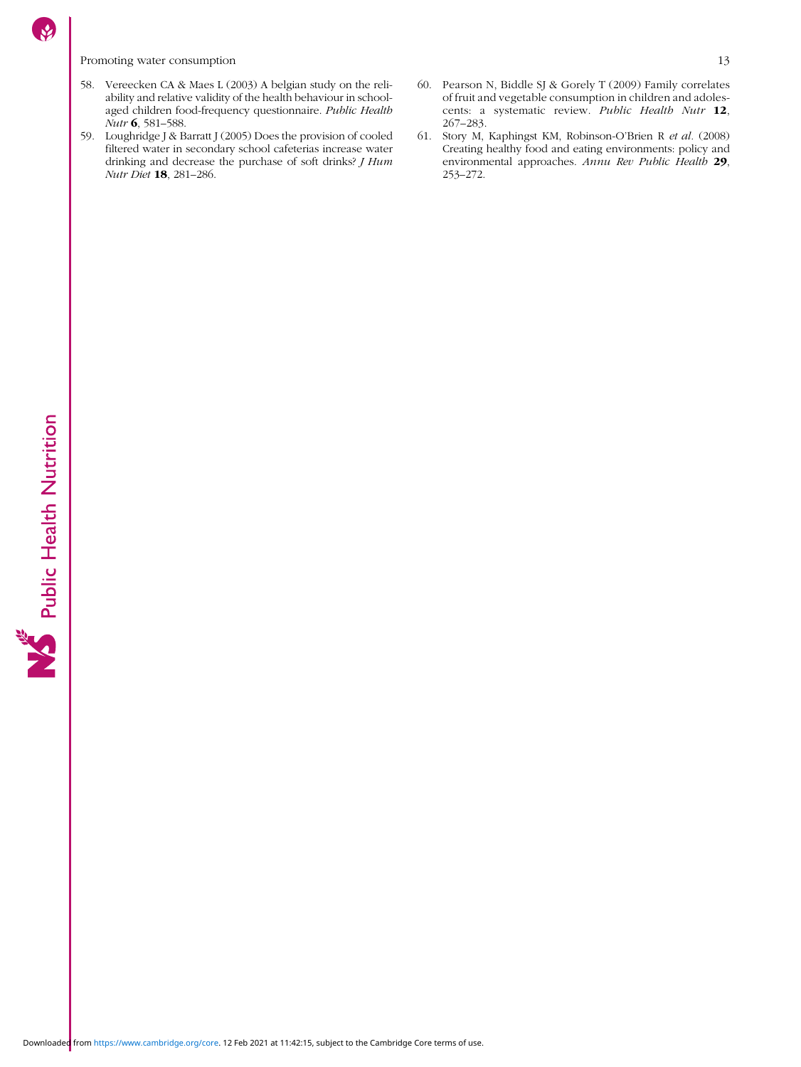58. Vereecken CA & Maes L (2003) A belgian study on the reliability and relative validity of the health behaviour in school-aged children food-frequency questionnaire. *Public Health Nutr* **6**, 581–588.
59. Loughridge J & Barratt J (2005) Does the provision of cooled filtered water in secondary school cafeterias increase water drinking and decrease the purchase of soft drinks? *J Hum Nutr Diet* **18**, 281–286.
60. Pearson N, Biddle SJ & Gorely T (2009) Family correlates of fruit and vegetable consumption in children and adolescents: a systematic review. *Public Health Nutr* **12**, 267–283.
61. Story M, Kaphingst KM, Robinson-O'Brien R *et al.* (2008) Creating healthy food and eating environments: policy and environmental approaches. *Annu Rev Public Health* **29**, 253–272.